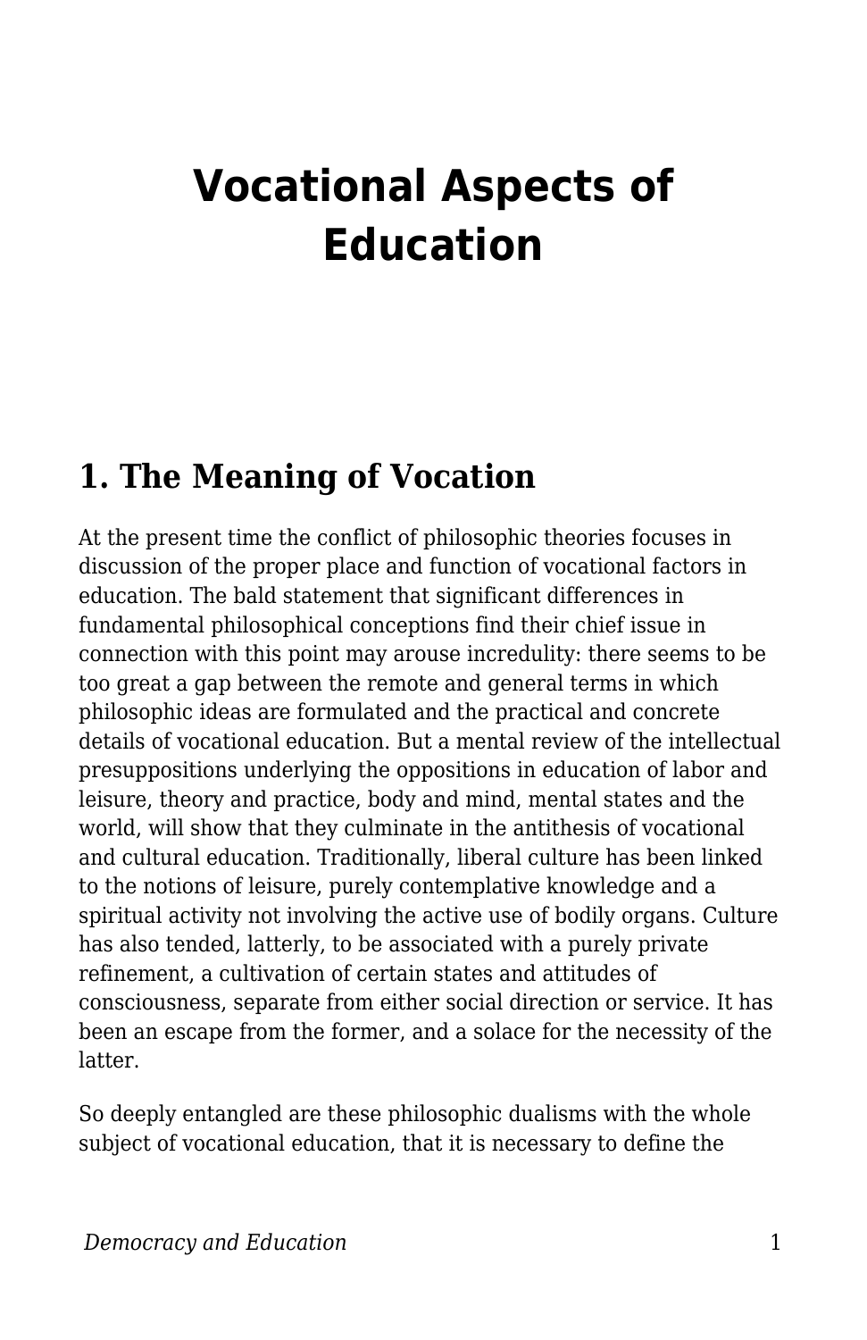# Vocational Aspects of Education

## 1. The Meaning of Vocation

At the present time the conflict of philosophic theories focuses in discussion of the proper place and function of vocational factors in education. The bald statement that significant differences in fundamental philosophical conceptions find their chief issue in connection with this point may arouse incredulity: there seems to be too great a gap between the remote and general terms in which philosophic ideas are formulated and the practical and concrete details of vocational education. But a mental review of the intellectual presuppositions underlying the oppositions in education of labor and leisure, theory and practice, body and mind, mental states and the world, will show that they culminate in the antithesis of vocational and cultural education. Traditionally, liberal culture has been linked to the notions of leisure, purely contemplative knowledge and a spiritual activity not involving the active use of bodily organs. Culture has also tended, latterly, to be associated with a purely private refinement, a cultivation of certain states and attitudes of consciousness, separate from either social direction or service. It has been an escape from the former, and a solace for the necessity of the latter.

So deeply entangled are these philosophic dualisms with the whole subject of vocational education, that it is necessary to define the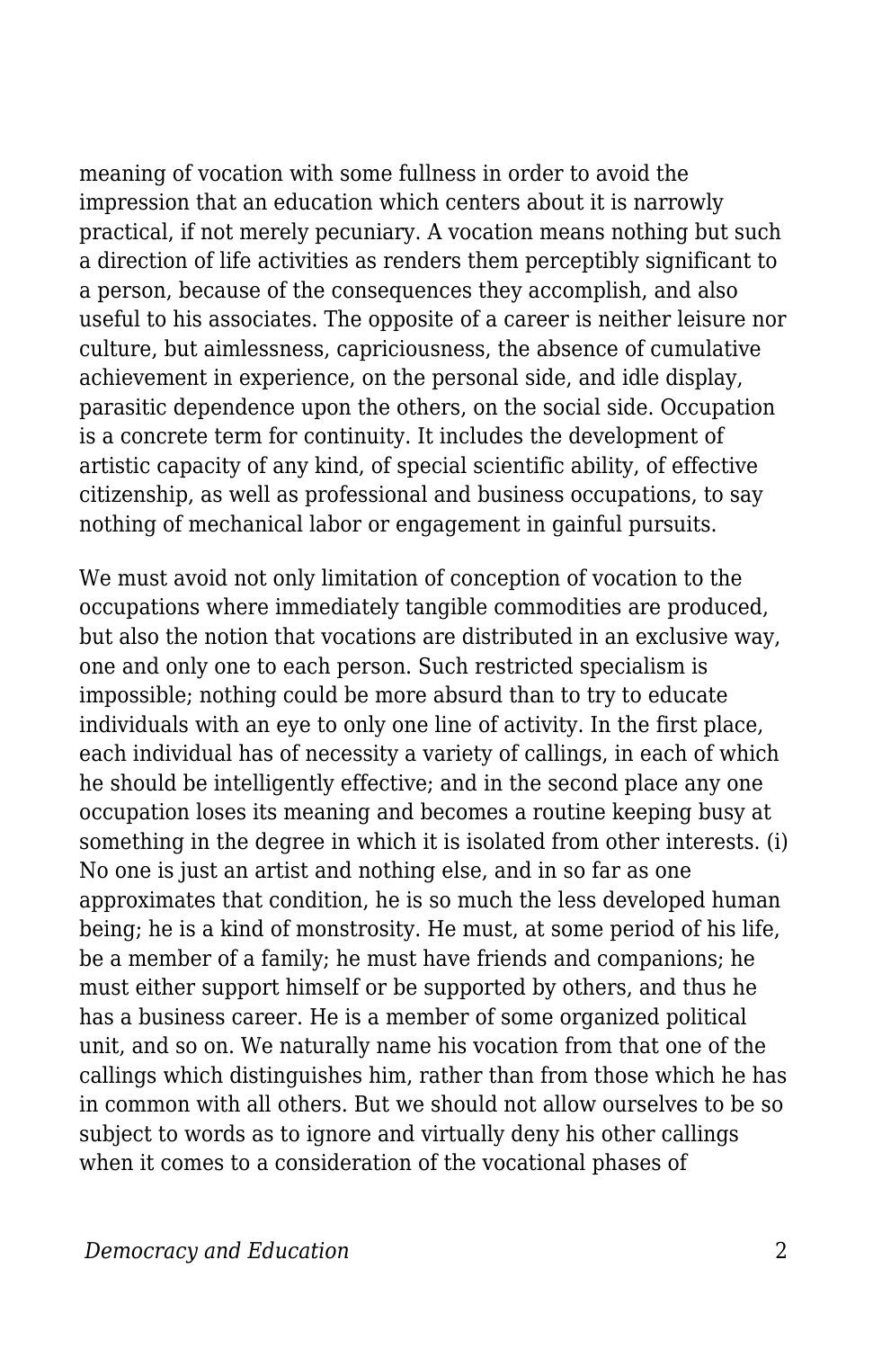meaning of vocation with some fullness in order to avoid the impression that an education which centers about it is narrowly practical, if not merely pecuniary. A vocation means nothing but such a direction of life activities as renders them perceptibly significant to a person, because of the consequences they accomplish, and also useful to his associates. The opposite of a career is neither leisure nor culture, but aimlessness, capriciousness, the absence of cumulative achievement in experience, on the personal side, and idle display, parasitic dependence upon the others, on the social side. Occupation is a concrete term for continuity. It includes the development of artistic capacity of any kind, of special scientific ability, of effective citizenship, as well as professional and business occupations, to say nothing of mechanical labor or engagement in gainful pursuits.

We must avoid not only limitation of conception of vocation to the occupations where immediately tangible commodities are produced, but also the notion that vocations are distributed in an exclusive way, one and only one to each person. Such restricted specialism is impossible; nothing could be more absurd than to try to educate individuals with an eye to only one line of activity. In the first place, each individual has of necessity a variety of callings, in each of which he should be intelligently effective; and in the second place any one occupation loses its meaning and becomes a routine keeping busy at something in the degree in which it is isolated from other interests. (i) No one is just an artist and nothing else, and in so far as one approximates that condition, he is so much the less developed human being; he is a kind of monstrosity. He must, at some period of his life, be a member of a family; he must have friends and companions; he must either support himself or be supported by others, and thus he has a business career. He is a member of some organized political unit, and so on. We naturally name his vocation from that one of the callings which distinguishes him, rather than from those which he has in common with all others. But we should not allow ourselves to be so subject to words as to ignore and virtually deny his other callings when it comes to a consideration of the vocational phases of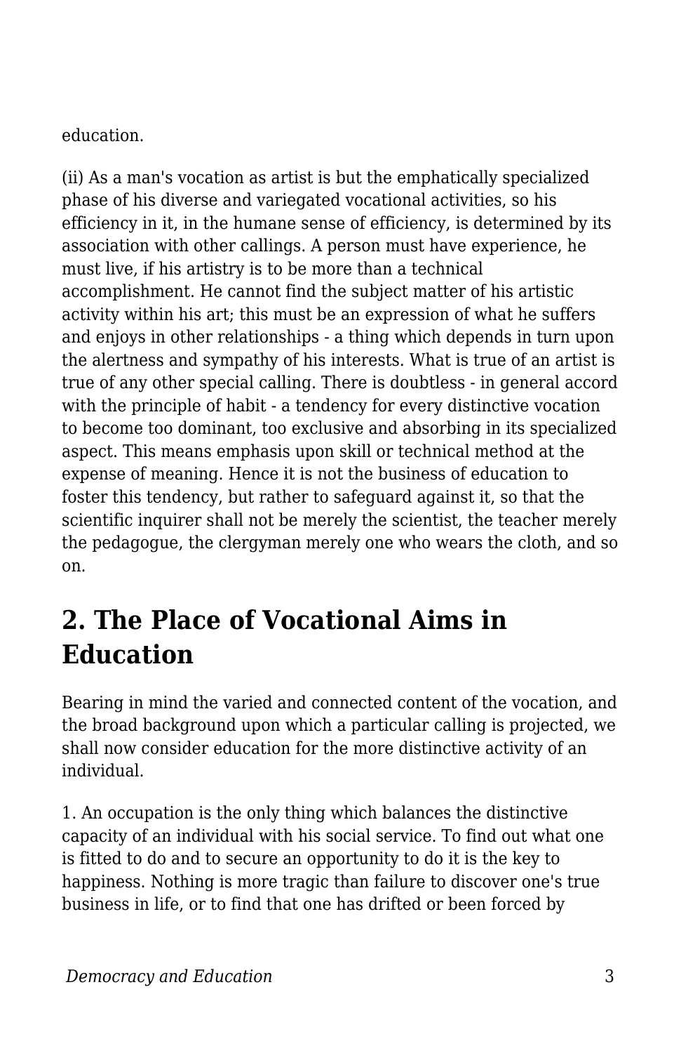education.

(ii) As a man's vocation as artist is but the emphatically specialized phase of his diverse and variegated vocational activities, so his efficiency in it, in the humane sense of efficiency, is determined by its association with other callings. A person must have experience, he must live, if his artistry is to be more than a technical accomplishment. He cannot find the subject matter of his artistic activity within his art; this must be an expression of what he suffers and enjoys in other relationships - a thing which depends in turn upon the alertness and sympathy of his interests. What is true of an artist is true of any other special calling. There is doubtless - in general accord with the principle of habit - a tendency for every distinctive vocation to become too dominant, too exclusive and absorbing in its specialized aspect. This means emphasis upon skill or technical method at the expense of meaning. Hence it is not the business of education to foster this tendency, but rather to safeguard against it, so that the scientific inquirer shall not be merely the scientist, the teacher merely the pedagogue, the clergyman merely one who wears the cloth, and so on.

## 2. The Place of Vocational Aims in Education

Bearing in mind the varied and connected content of the vocation, and the broad background upon which a particular calling is projected, we shall now consider education for the more distinctive activity of an individual.

1. An occupation is the only thing which balances the distinctive capacity of an individual with his social service. To find out what one is fitted to do and to secure an opportunity to do it is the key to happiness. Nothing is more tragic than failure to discover one's true business in life, or to find that one has drifted or been forced by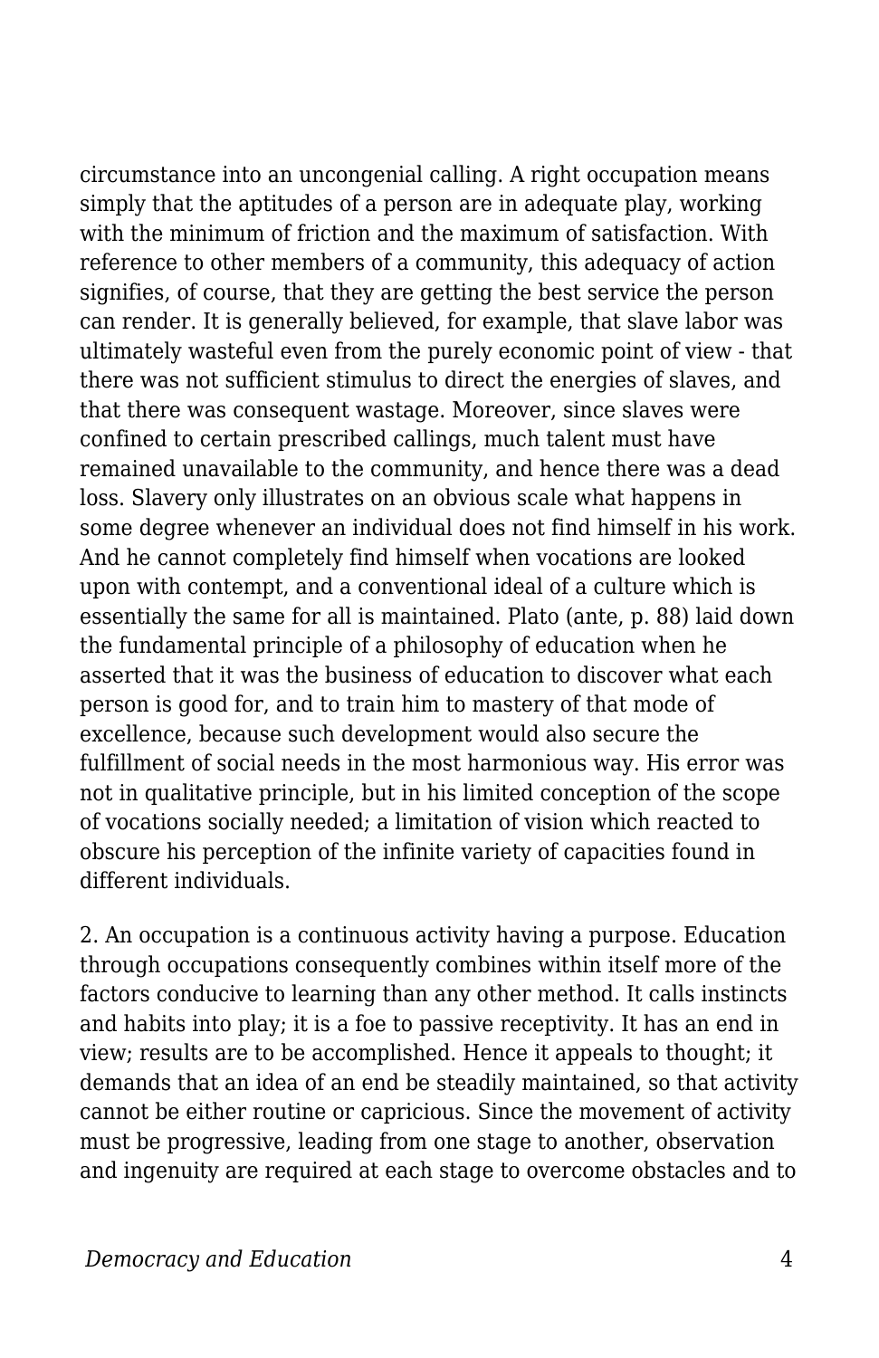circumstance into an uncongenial calling. A right occupation means simply that the aptitudes of a person are in adequate play, working with the minimum of friction and the maximum of satisfaction. With reference to other members of a community, this adequacy of action signifies, of course, that they are getting the best service the person can render. It is generally believed, for example, that slave labor was ultimately wasteful even from the purely economic point of view - that there was not sufficient stimulus to direct the energies of slaves, and that there was consequent wastage. Moreover, since slaves were confined to certain prescribed callings, much talent must have remained unavailable to the community, and hence there was a dead loss. Slavery only illustrates on an obvious scale what happens in some degree whenever an individual does not find himself in his work. And he cannot completely find himself when vocations are looked upon with contempt, and a conventional ideal of a culture which is essentially the same for all is maintained. Plato (ante, p. 88) laid down the fundamental principle of a philosophy of education when he asserted that it was the business of education to discover what each person is good for, and to train him to mastery of that mode of excellence, because such development would also secure the fulfillment of social needs in the most harmonious way. His error was not in qualitative principle, but in his limited conception of the scope of vocations socially needed; a limitation of vision which reacted to obscure his perception of the infinite variety of capacities found in different individuals.

2. An occupation is a continuous activity having a purpose. Education through occupations consequently combines within itself more of the factors conducive to learning than any other method. It calls instincts and habits into play; it is a foe to passive receptivity. It has an end in view; results are to be accomplished. Hence it appeals to thought; it demands that an idea of an end be steadily maintained, so that activity cannot be either routine or capricious. Since the movement of activity must be progressive, leading from one stage to another, observation and ingenuity are required at each stage to overcome obstacles and to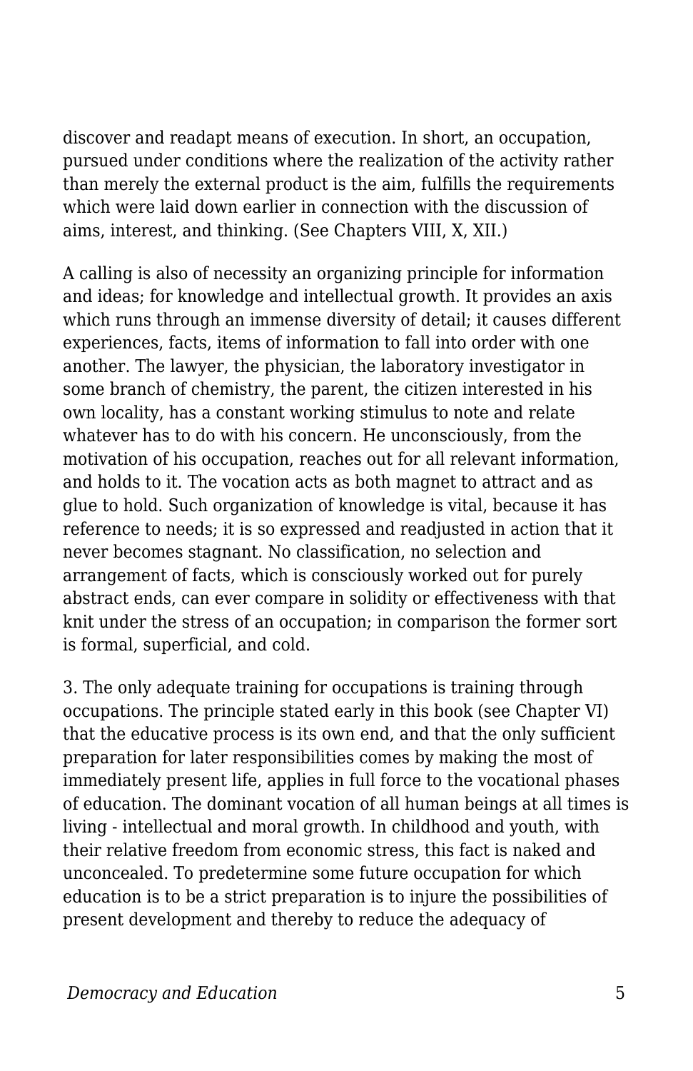discover and readapt means of execution. In short, an occupation, pursued under conditions where the realization of the activity rather than merely the external product is the aim, fulfills the requirements which were laid down earlier in connection with the discussion of aims, interest, and thinking. (See Chapters VIII, X, XII.)

A calling is also of necessity an organizing principle for information and ideas; for knowledge and intellectual growth. It provides an axis which runs through an immense diversity of detail; it causes different experiences, facts, items of information to fall into order with one another. The lawyer, the physician, the laboratory investigator in some branch of chemistry, the parent, the citizen interested in his own locality, has a constant working stimulus to note and relate whatever has to do with his concern. He unconsciously, from the motivation of his occupation, reaches out for all relevant information, and holds to it. The vocation acts as both magnet to attract and as glue to hold. Such organization of knowledge is vital, because it has reference to needs; it is so expressed and readjusted in action that it never becomes stagnant. No classification, no selection and arrangement of facts, which is consciously worked out for purely abstract ends, can ever compare in solidity or effectiveness with that knit under the stress of an occupation; in comparison the former sort is formal, superficial, and cold.

3. The only adequate training for occupations is training through occupations. The principle stated early in this book (see Chapter VI) that the educative process is its own end, and that the only sufficient preparation for later responsibilities comes by making the most of immediately present life, applies in full force to the vocational phases of education. The dominant vocation of all human beings at all times is living - intellectual and moral growth. In childhood and youth, with their relative freedom from economic stress, this fact is naked and unconcealed. To predetermine some future occupation for which education is to be a strict preparation is to injure the possibilities of present development and thereby to reduce the adequacy of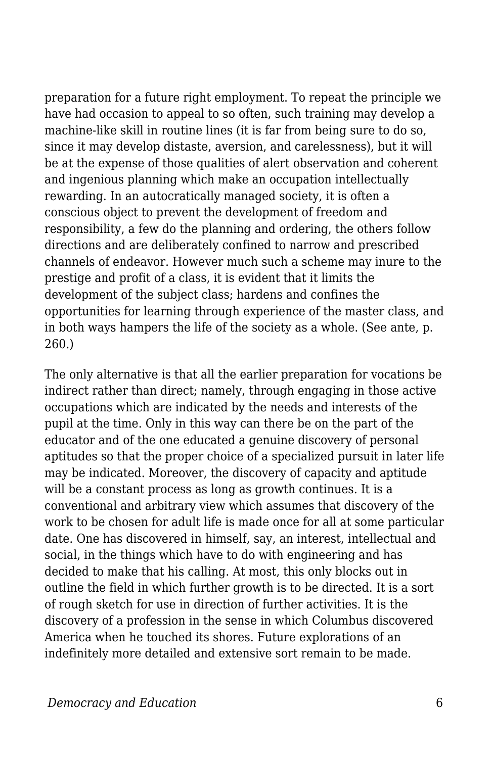preparation for a future right employment. To repeat the principle we have had occasion to appeal to so often, such training may develop a machine-like skill in routine lines (it is far from being sure to do so, since it may develop distaste, aversion, and carelessness), but it will be at the expense of those qualities of alert observation and coherent and ingenious planning which make an occupation intellectually rewarding. In an autocratically managed society, it is often a conscious object to prevent the development of freedom and responsibility, a few do the planning and ordering, the others follow directions and are deliberately confined to narrow and prescribed channels of endeavor. However much such a scheme may inure to the prestige and profit of a class, it is evident that it limits the development of the subject class; hardens and confines the opportunities for learning through experience of the master class, and in both ways hampers the life of the society as a whole. (See ante, p. 260.)

The only alternative is that all the earlier preparation for vocations be indirect rather than direct; namely, through engaging in those active occupations which are indicated by the needs and interests of the pupil at the time. Only in this way can there be on the part of the educator and of the one educated a genuine discovery of personal aptitudes so that the proper choice of a specialized pursuit in later life may be indicated. Moreover, the discovery of capacity and aptitude will be a constant process as long as growth continues. It is a conventional and arbitrary view which assumes that discovery of the work to be chosen for adult life is made once for all at some particular date. One has discovered in himself, say, an interest, intellectual and social, in the things which have to do with engineering and has decided to make that his calling. At most, this only blocks out in outline the field in which further growth is to be directed. It is a sort of rough sketch for use in direction of further activities. It is the discovery of a profession in the sense in which Columbus discovered America when he touched its shores. Future explorations of an indefinitely more detailed and extensive sort remain to be made.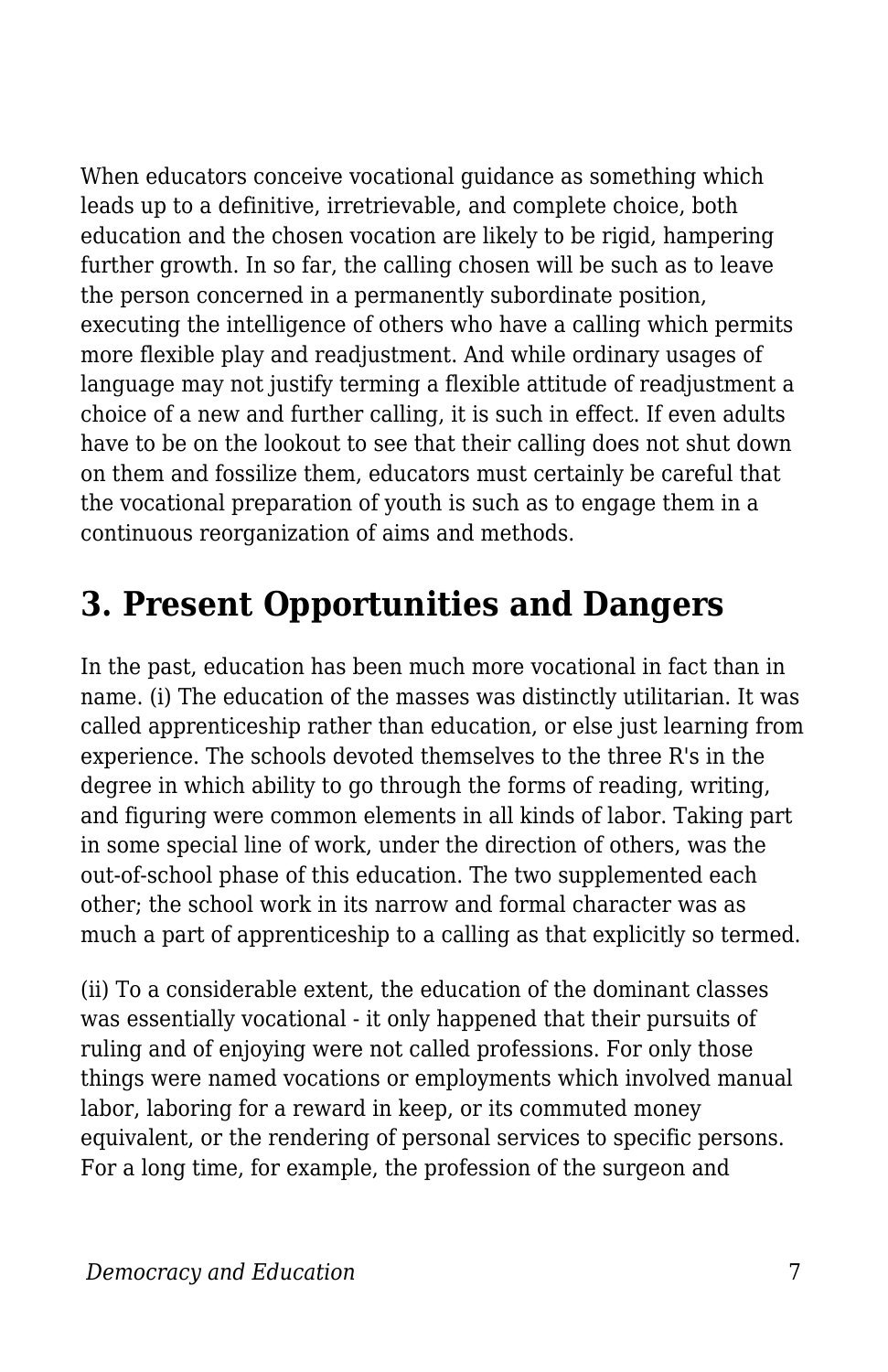When educators conceive vocational guidance as something which leads up to a definitive, irretrievable, and complete choice, both education and the chosen vocation are likely to be rigid, hampering further growth. In so far, the calling chosen will be such as to leave the person concerned in a permanently subordinate position, executing the intelligence of others who have a calling which permits more flexible play and readjustment. And while ordinary usages of language may not justify terming a flexible attitude of readjustment a choice of a new and further calling, it is such in effect. If even adults have to be on the lookout to see that their calling does not shut down on them and fossilize them, educators must certainly be careful that the vocational preparation of youth is such as to engage them in a continuous reorganization of aims and methods.

## 3. Present Opportunities and Dangers

In the past, education has been much more vocational in fact than in name. (i) The education of the masses was distinctly utilitarian. It was called apprenticeship rather than education, or else just learning from experience. The schools devoted themselves to the three R's in the degree in which ability to go through the forms of reading, writing, and figuring were common elements in all kinds of labor. Taking part in some special line of work, under the direction of others, was the out-of-school phase of this education. The two supplemented each other; the school work in its narrow and formal character was as much a part of apprenticeship to a calling as that explicitly so termed.

(ii) To a considerable extent, the education of the dominant classes was essentially vocational - it only happened that their pursuits of ruling and of enjoying were not called professions. For only those things were named vocations or employments which involved manual labor, laboring for a reward in keep, or its commuted money equivalent, or the rendering of personal services to specific persons. For a long time, for example, the profession of the surgeon and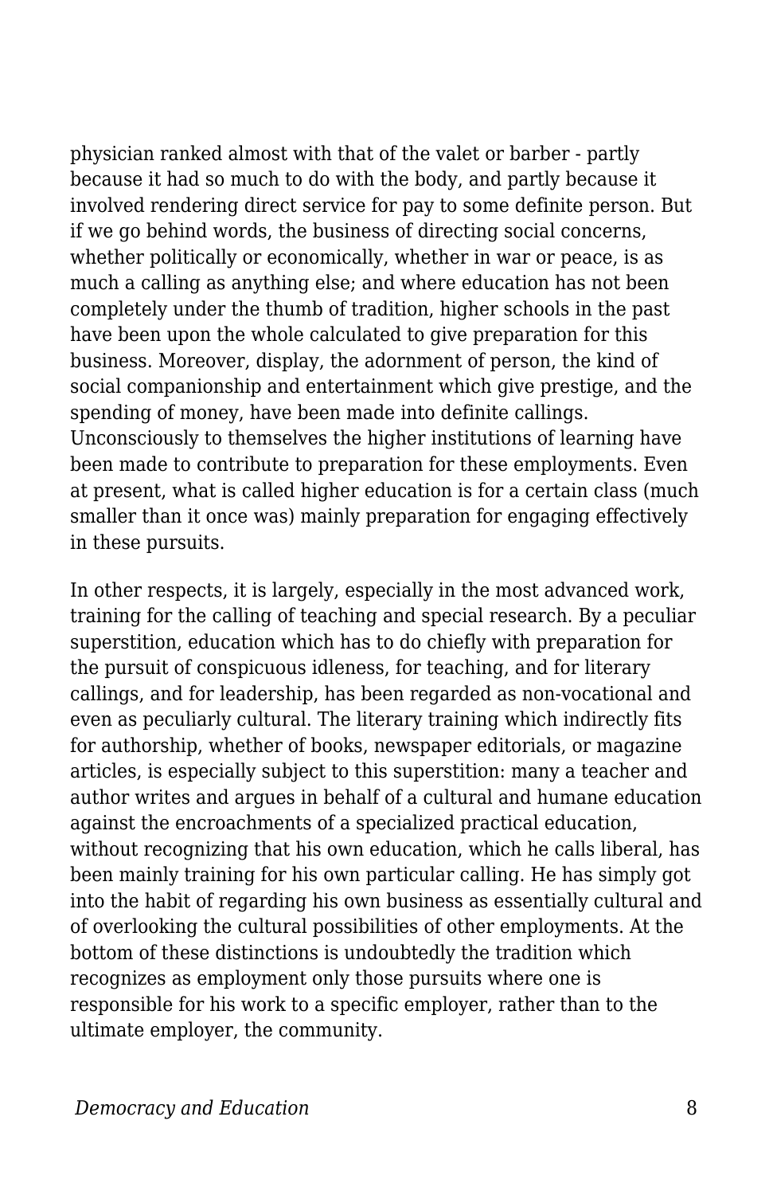physician ranked almost with that of the valet or barber - partly because it had so much to do with the body, and partly because it involved rendering direct service for pay to some definite person. But if we go behind words, the business of directing social concerns, whether politically or economically, whether in war or peace, is as much a calling as anything else; and where education has not been completely under the thumb of tradition, higher schools in the past have been upon the whole calculated to give preparation for this business. Moreover, display, the adornment of person, the kind of social companionship and entertainment which give prestige, and the spending of money, have been made into definite callings. Unconsciously to themselves the higher institutions of learning have been made to contribute to preparation for these employments. Even at present, what is called higher education is for a certain class (much smaller than it once was) mainly preparation for engaging effectively in these pursuits.

In other respects, it is largely, especially in the most advanced work, training for the calling of teaching and special research. By a peculiar superstition, education which has to do chiefly with preparation for the pursuit of conspicuous idleness, for teaching, and for literary callings, and for leadership, has been regarded as non-vocational and even as peculiarly cultural. The literary training which indirectly fits for authorship, whether of books, newspaper editorials, or magazine articles, is especially subject to this superstition: many a teacher and author writes and argues in behalf of a cultural and humane education against the encroachments of a specialized practical education, without recognizing that his own education, which he calls liberal, has been mainly training for his own particular calling. He has simply got into the habit of regarding his own business as essentially cultural and of overlooking the cultural possibilities of other employments. At the bottom of these distinctions is undoubtedly the tradition which recognizes as employment only those pursuits where one is responsible for his work to a specific employer, rather than to the ultimate employer, the community.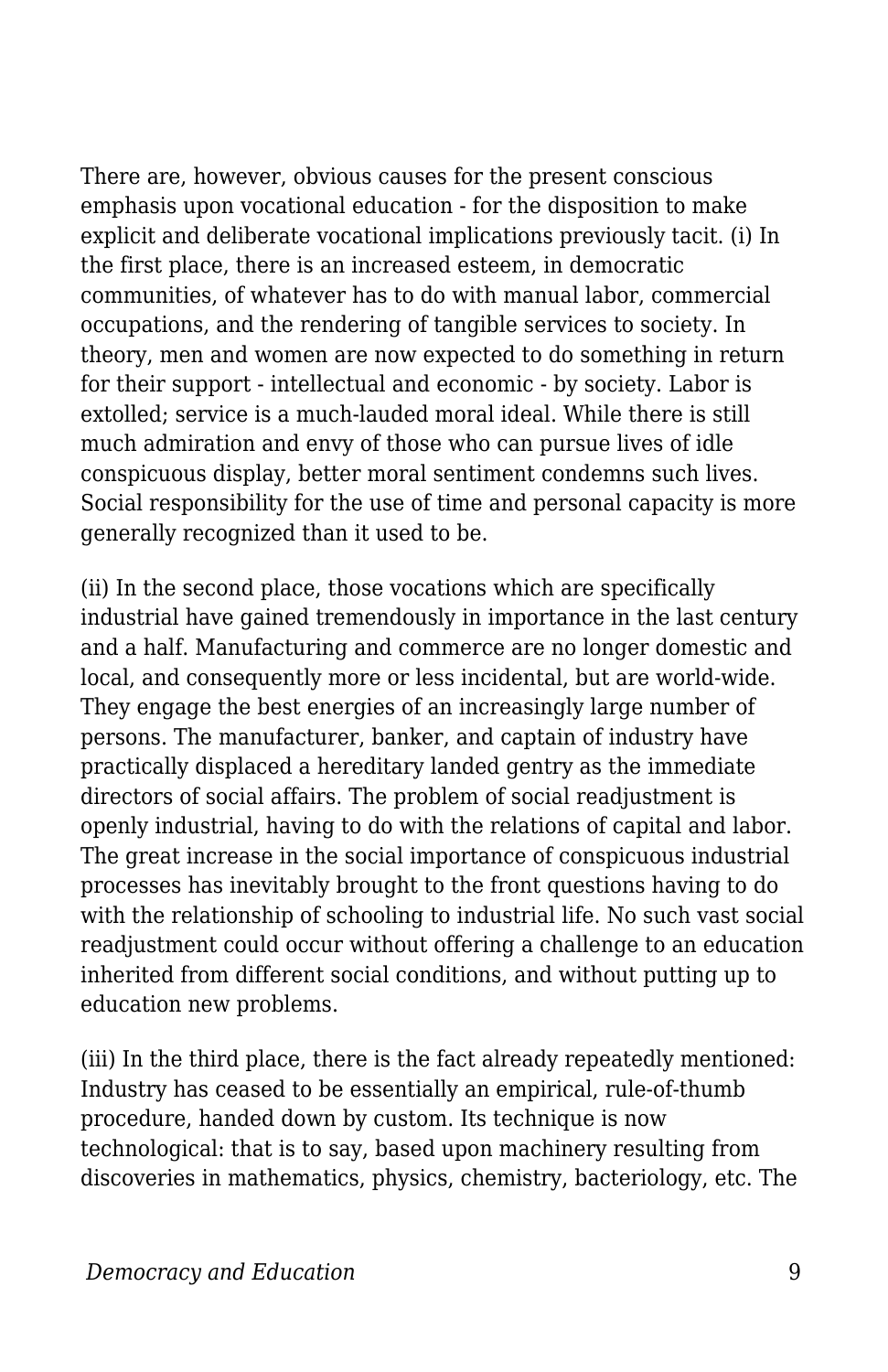There are, however, obvious causes for the present conscious emphasis upon vocational education - for the disposition to make explicit and deliberate vocational implications previously tacit. (i) In the first place, there is an increased esteem, in democratic communities, of whatever has to do with manual labor, commercial occupations, and the rendering of tangible services to society. In theory, men and women are now expected to do something in return for their support - intellectual and economic - by society. Labor is extolled; service is a much-lauded moral ideal. While there is still much admiration and envy of those who can pursue lives of idle conspicuous display, better moral sentiment condemns such lives. Social responsibility for the use of time and personal capacity is more generally recognized than it used to be.

(ii) In the second place, those vocations which are specifically industrial have gained tremendously in importance in the last century and a half. Manufacturing and commerce are no longer domestic and local, and consequently more or less incidental, but are world-wide. They engage the best energies of an increasingly large number of persons. The manufacturer, banker, and captain of industry have practically displaced a hereditary landed gentry as the immediate directors of social affairs. The problem of social readjustment is openly industrial, having to do with the relations of capital and labor. The great increase in the social importance of conspicuous industrial processes has inevitably brought to the front questions having to do with the relationship of schooling to industrial life. No such vast social readjustment could occur without offering a challenge to an education inherited from different social conditions, and without putting up to education new problems.

(iii) In the third place, there is the fact already repeatedly mentioned: Industry has ceased to be essentially an empirical, rule-of-thumb procedure, handed down by custom. Its technique is now technological: that is to say, based upon machinery resulting from discoveries in mathematics, physics, chemistry, bacteriology, etc. The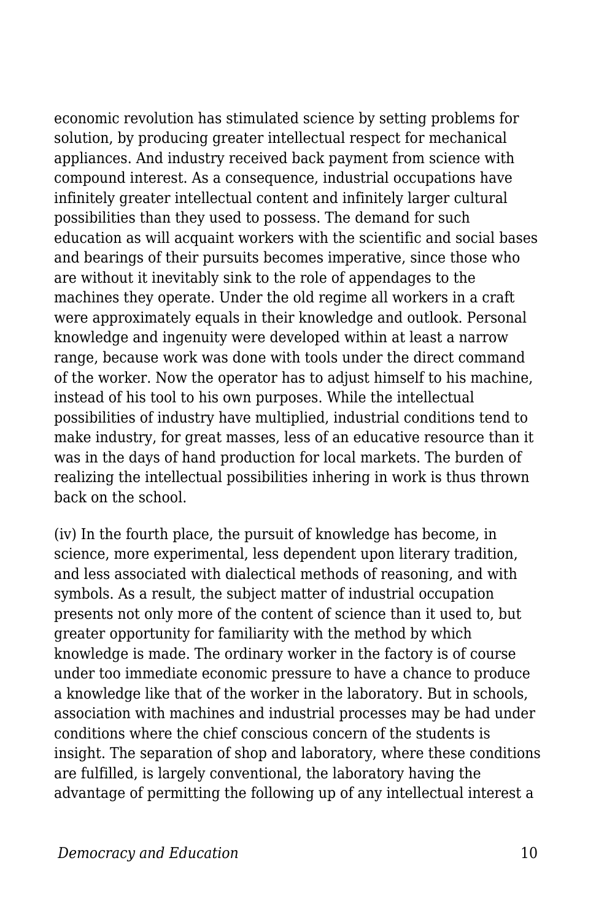economic revolution has stimulated science by setting problems for solution, by producing greater intellectual respect for mechanical appliances. And industry received back payment from science with compound interest. As a consequence, industrial occupations have infinitely greater intellectual content and infinitely larger cultural possibilities than they used to possess. The demand for such education as will acquaint workers with the scientific and social bases and bearings of their pursuits becomes imperative, since those who are without it inevitably sink to the role of appendages to the machines they operate. Under the old regime all workers in a craft were approximately equals in their knowledge and outlook. Personal knowledge and ingenuity were developed within at least a narrow range, because work was done with tools under the direct command of the worker. Now the operator has to adjust himself to his machine, instead of his tool to his own purposes. While the intellectual possibilities of industry have multiplied, industrial conditions tend to make industry, for great masses, less of an educative resource than it was in the days of hand production for local markets. The burden of realizing the intellectual possibilities inhering in work is thus thrown back on the school.

(iv) In the fourth place, the pursuit of knowledge has become, in science, more experimental, less dependent upon literary tradition, and less associated with dialectical methods of reasoning, and with symbols. As a result, the subject matter of industrial occupation presents not only more of the content of science than it used to, but greater opportunity for familiarity with the method by which knowledge is made. The ordinary worker in the factory is of course under too immediate economic pressure to have a chance to produce a knowledge like that of the worker in the laboratory. But in schools, association with machines and industrial processes may be had under conditions where the chief conscious concern of the students is insight. The separation of shop and laboratory, where these conditions are fulfilled, is largely conventional, the laboratory having the advantage of permitting the following up of any intellectual interest a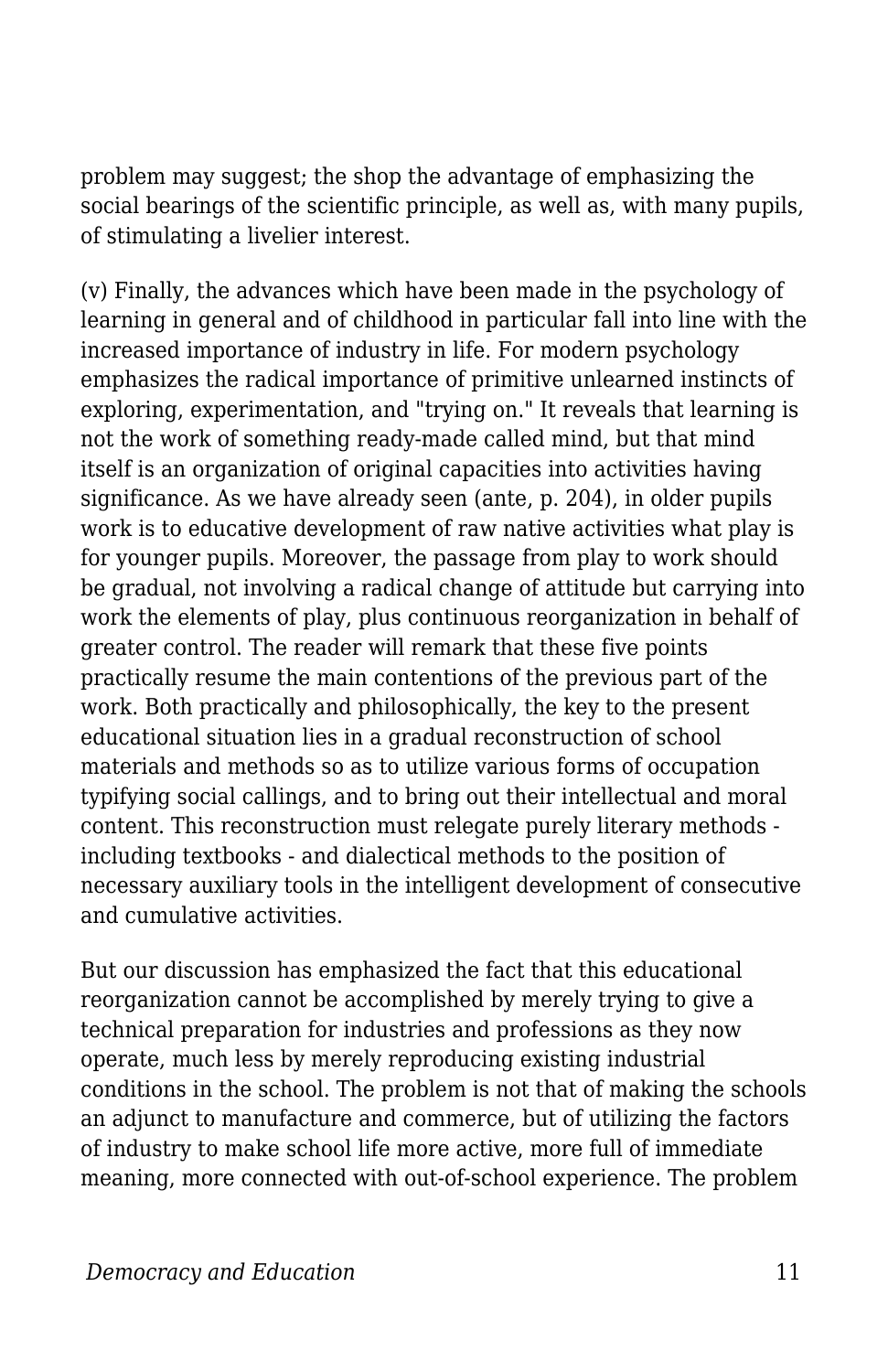problem may suggest; the shop the advantage of emphasizing the social bearings of the scientific principle, as well as, with many pupils, of stimulating a livelier interest.

(v) Finally, the advances which have been made in the psychology of learning in general and of childhood in particular fall into line with the increased importance of industry in life. For modern psychology emphasizes the radical importance of primitive unlearned instincts of exploring, experimentation, and "trying on." It reveals that learning is not the work of something ready-made called mind, but that mind itself is an organization of original capacities into activities having significance. As we have already seen (ante, p. 204), in older pupils work is to educative development of raw native activities what play is for younger pupils. Moreover, the passage from play to work should be gradual, not involving a radical change of attitude but carrying into work the elements of play, plus continuous reorganization in behalf of greater control. The reader will remark that these five points practically resume the main contentions of the previous part of the work. Both practically and philosophically, the key to the present educational situation lies in a gradual reconstruction of school materials and methods so as to utilize various forms of occupation typifying social callings, and to bring out their intellectual and moral content. This reconstruction must relegate purely literary methods - including textbooks - and dialectical methods to the position of necessary auxiliary tools in the intelligent development of consecutive and cumulative activities.

But our discussion has emphasized the fact that this educational reorganization cannot be accomplished by merely trying to give a technical preparation for industries and professions as they now operate, much less by merely reproducing existing industrial conditions in the school. The problem is not that of making the schools an adjunct to manufacture and commerce, but of utilizing the factors of industry to make school life more active, more full of immediate meaning, more connected with out-of-school experience. The problem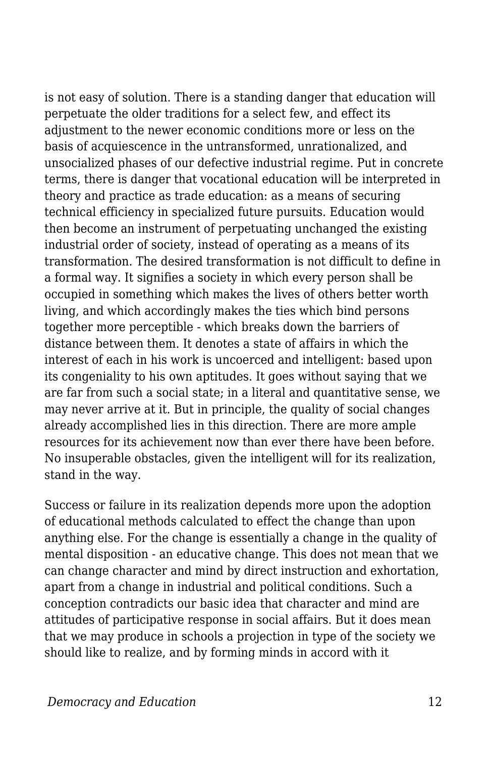is not easy of solution. There is a standing danger that education will perpetuate the older traditions for a select few, and effect its adjustment to the newer economic conditions more or less on the basis of acquiescence in the untransformed, unrationalized, and unsocialized phases of our defective industrial regime. Put in concrete terms, there is danger that vocational education will be interpreted in theory and practice as trade education: as a means of securing technical efficiency in specialized future pursuits. Education would then become an instrument of perpetuating unchanged the existing industrial order of society, instead of operating as a means of its transformation. The desired transformation is not difficult to define in a formal way. It signifies a society in which every person shall be occupied in something which makes the lives of others better worth living, and which accordingly makes the ties which bind persons together more perceptible - which breaks down the barriers of distance between them. It denotes a state of affairs in which the interest of each in his work is uncoerced and intelligent: based upon its congeniality to his own aptitudes. It goes without saying that we are far from such a social state; in a literal and quantitative sense, we may never arrive at it. But in principle, the quality of social changes already accomplished lies in this direction. There are more ample resources for its achievement now than ever there have been before. No insuperable obstacles, given the intelligent will for its realization, stand in the way.

Success or failure in its realization depends more upon the adoption of educational methods calculated to effect the change than upon anything else. For the change is essentially a change in the quality of mental disposition - an educative change. This does not mean that we can change character and mind by direct instruction and exhortation, apart from a change in industrial and political conditions. Such a conception contradicts our basic idea that character and mind are attitudes of participative response in social affairs. But it does mean that we may produce in schools a projection in type of the society we should like to realize, and by forming minds in accord with it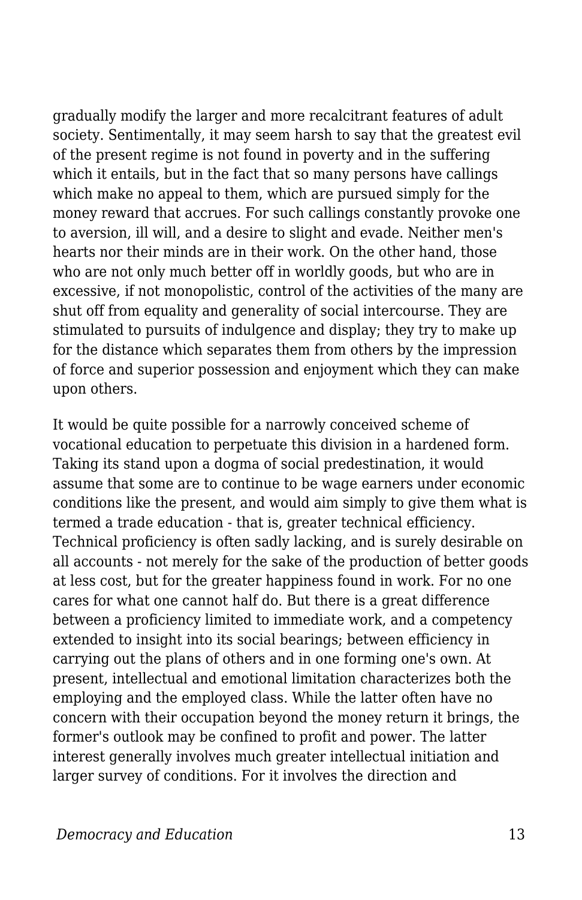gradually modify the larger and more recalcitrant features of adult society. Sentimentally, it may seem harsh to say that the greatest evil of the present regime is not found in poverty and in the suffering which it entails, but in the fact that so many persons have callings which make no appeal to them, which are pursued simply for the money reward that accrues. For such callings constantly provoke one to aversion, ill will, and a desire to slight and evade. Neither men's hearts nor their minds are in their work. On the other hand, those who are not only much better off in worldly goods, but who are in excessive, if not monopolistic, control of the activities of the many are shut off from equality and generality of social intercourse. They are stimulated to pursuits of indulgence and display; they try to make up for the distance which separates them from others by the impression of force and superior possession and enjoyment which they can make upon others.

It would be quite possible for a narrowly conceived scheme of vocational education to perpetuate this division in a hardened form. Taking its stand upon a dogma of social predestination, it would assume that some are to continue to be wage earners under economic conditions like the present, and would aim simply to give them what is termed a trade education - that is, greater technical efficiency. Technical proficiency is often sadly lacking, and is surely desirable on all accounts - not merely for the sake of the production of better goods at less cost, but for the greater happiness found in work. For no one cares for what one cannot half do. But there is a great difference between a proficiency limited to immediate work, and a competency extended to insight into its social bearings; between efficiency in carrying out the plans of others and in one forming one's own. At present, intellectual and emotional limitation characterizes both the employing and the employed class. While the latter often have no concern with their occupation beyond the money return it brings, the former's outlook may be confined to profit and power. The latter interest generally involves much greater intellectual initiation and larger survey of conditions. For it involves the direction and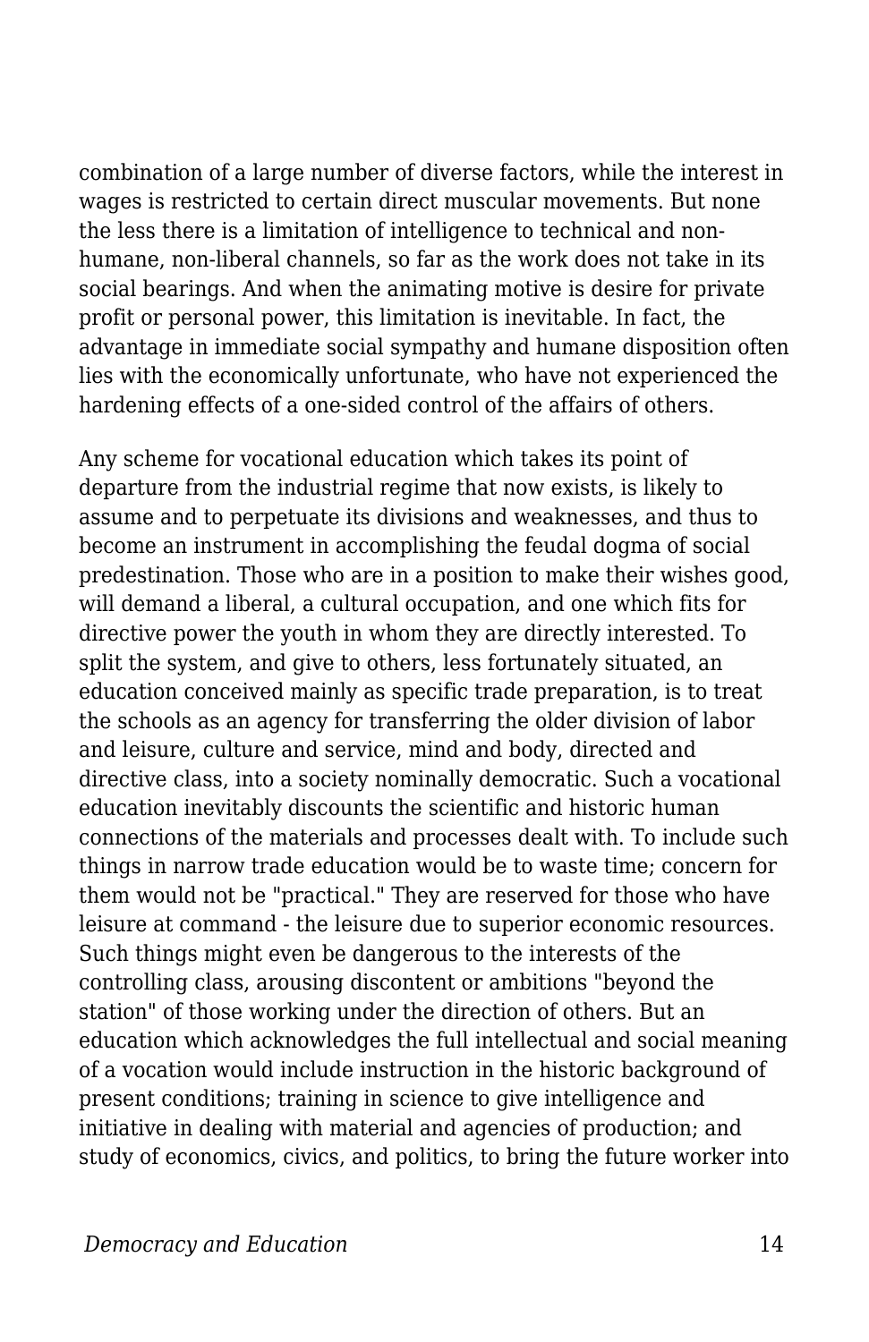combination of a large number of diverse factors, while the interest in wages is restricted to certain direct muscular movements. But none the less there is a limitation of intelligence to technical and non-humane, non-liberal channels, so far as the work does not take in its social bearings. And when the animating motive is desire for private profit or personal power, this limitation is inevitable. In fact, the advantage in immediate social sympathy and humane disposition often lies with the economically unfortunate, who have not experienced the hardening effects of a one-sided control of the affairs of others.

Any scheme for vocational education which takes its point of departure from the industrial regime that now exists, is likely to assume and to perpetuate its divisions and weaknesses, and thus to become an instrument in accomplishing the feudal dogma of social predestination. Those who are in a position to make their wishes good, will demand a liberal, a cultural occupation, and one which fits for directive power the youth in whom they are directly interested. To split the system, and give to others, less fortunately situated, an education conceived mainly as specific trade preparation, is to treat the schools as an agency for transferring the older division of labor and leisure, culture and service, mind and body, directed and directive class, into a society nominally democratic. Such a vocational education inevitably discounts the scientific and historic human connections of the materials and processes dealt with. To include such things in narrow trade education would be to waste time; concern for them would not be "practical." They are reserved for those who have leisure at command - the leisure due to superior economic resources. Such things might even be dangerous to the interests of the controlling class, arousing discontent or ambitions "beyond the station" of those working under the direction of others. But an education which acknowledges the full intellectual and social meaning of a vocation would include instruction in the historic background of present conditions; training in science to give intelligence and initiative in dealing with material and agencies of production; and study of economics, civics, and politics, to bring the future worker into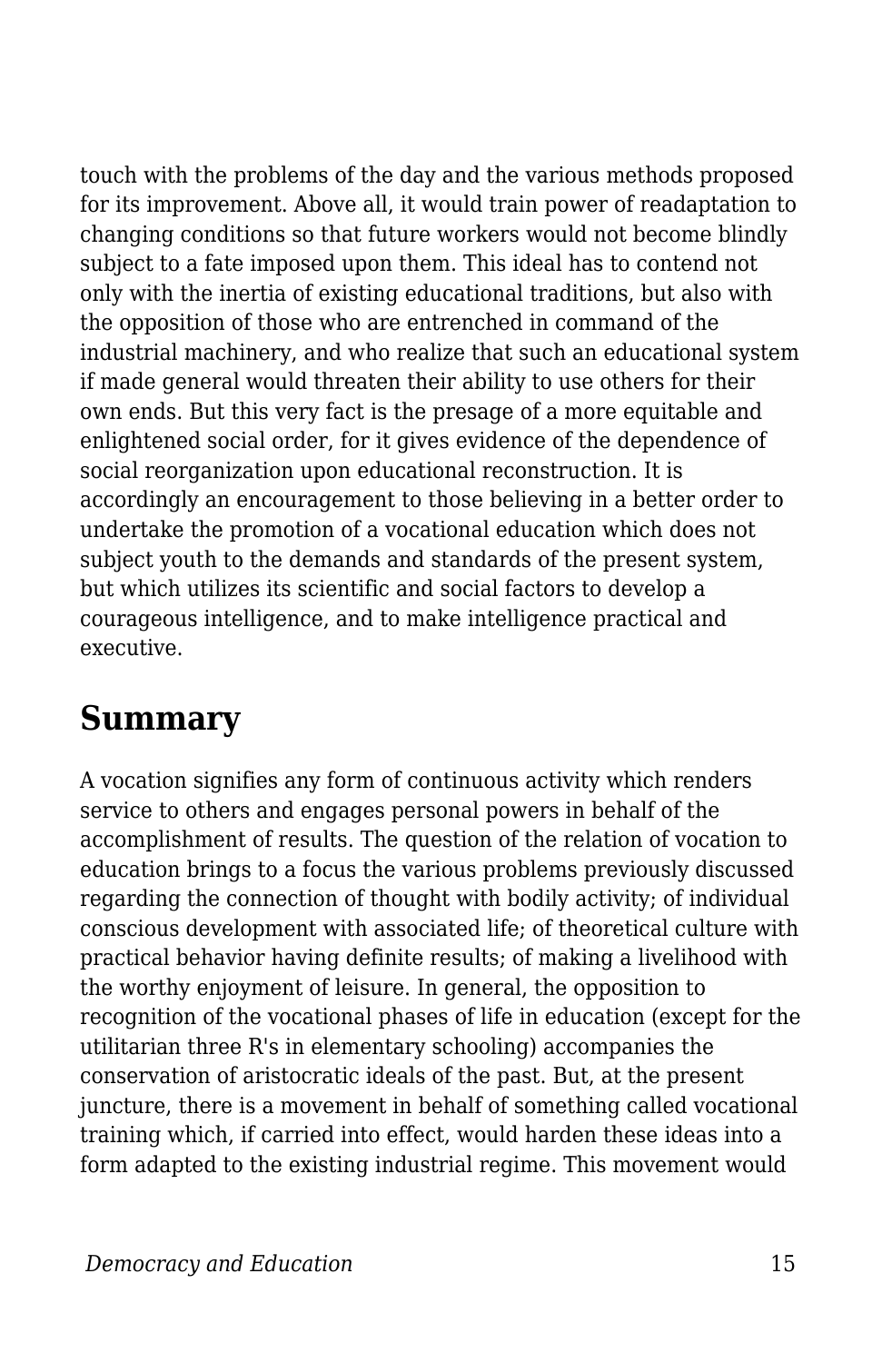touch with the problems of the day and the various methods proposed for its improvement. Above all, it would train power of readaptation to changing conditions so that future workers would not become blindly subject to a fate imposed upon them. This ideal has to contend not only with the inertia of existing educational traditions, but also with the opposition of those who are entrenched in command of the industrial machinery, and who realize that such an educational system if made general would threaten their ability to use others for their own ends. But this very fact is the presage of a more equitable and enlightened social order, for it gives evidence of the dependence of social reorganization upon educational reconstruction. It is accordingly an encouragement to those believing in a better order to undertake the promotion of a vocational education which does not subject youth to the demands and standards of the present system, but which utilizes its scientific and social factors to develop a courageous intelligence, and to make intelligence practical and executive.

## Summary

A vocation signifies any form of continuous activity which renders service to others and engages personal powers in behalf of the accomplishment of results. The question of the relation of vocation to education brings to a focus the various problems previously discussed regarding the connection of thought with bodily activity; of individual conscious development with associated life; of theoretical culture with practical behavior having definite results; of making a livelihood with the worthy enjoyment of leisure. In general, the opposition to recognition of the vocational phases of life in education (except for the utilitarian three R's in elementary schooling) accompanies the conservation of aristocratic ideals of the past. But, at the present juncture, there is a movement in behalf of something called vocational training which, if carried into effect, would harden these ideas into a form adapted to the existing industrial regime. This movement would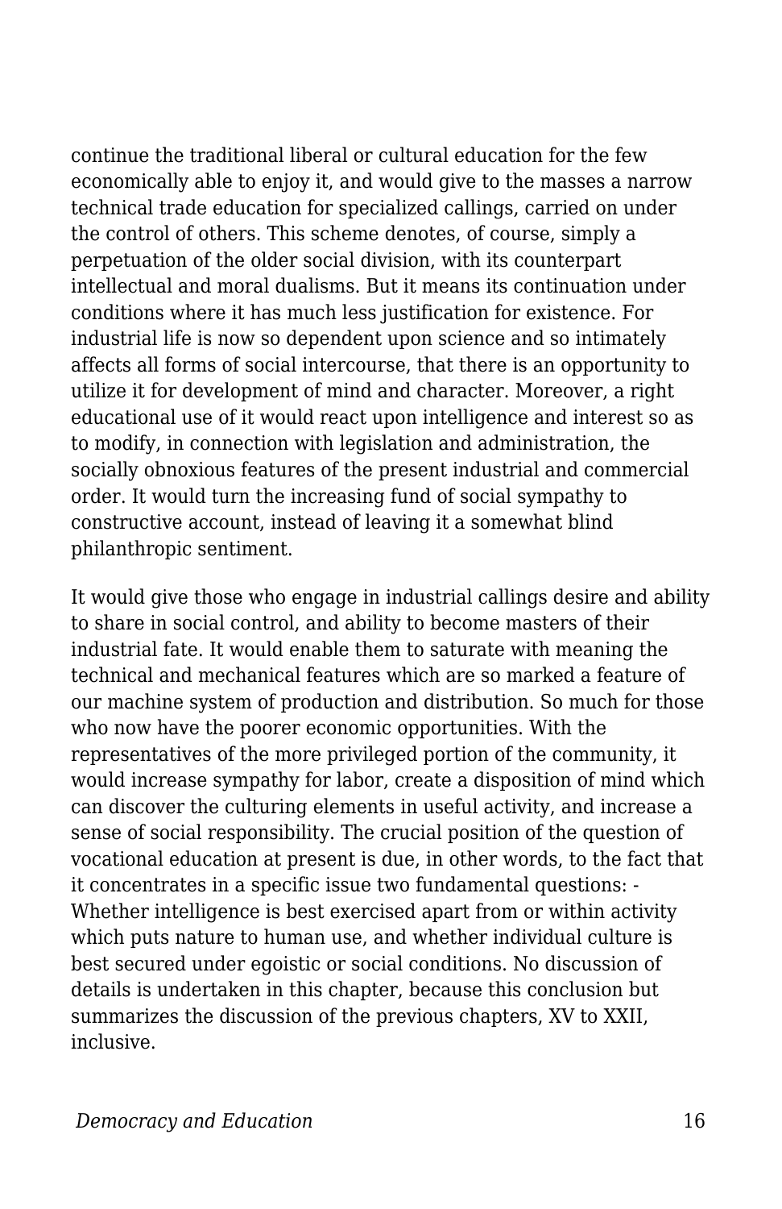continue the traditional liberal or cultural education for the few economically able to enjoy it, and would give to the masses a narrow technical trade education for specialized callings, carried on under the control of others. This scheme denotes, of course, simply a perpetuation of the older social division, with its counterpart intellectual and moral dualisms. But it means its continuation under conditions where it has much less justification for existence. For industrial life is now so dependent upon science and so intimately affects all forms of social intercourse, that there is an opportunity to utilize it for development of mind and character. Moreover, a right educational use of it would react upon intelligence and interest so as to modify, in connection with legislation and administration, the socially obnoxious features of the present industrial and commercial order. It would turn the increasing fund of social sympathy to constructive account, instead of leaving it a somewhat blind philanthropic sentiment.

It would give those who engage in industrial callings desire and ability to share in social control, and ability to become masters of their industrial fate. It would enable them to saturate with meaning the technical and mechanical features which are so marked a feature of our machine system of production and distribution. So much for those who now have the poorer economic opportunities. With the representatives of the more privileged portion of the community, it would increase sympathy for labor, create a disposition of mind which can discover the culturing elements in useful activity, and increase a sense of social responsibility. The crucial position of the question of vocational education at present is due, in other words, to the fact that it concentrates in a specific issue two fundamental questions: - Whether intelligence is best exercised apart from or within activity which puts nature to human use, and whether individual culture is best secured under egoistic or social conditions. No discussion of details is undertaken in this chapter, because this conclusion but summarizes the discussion of the previous chapters, XV to XXII, inclusive.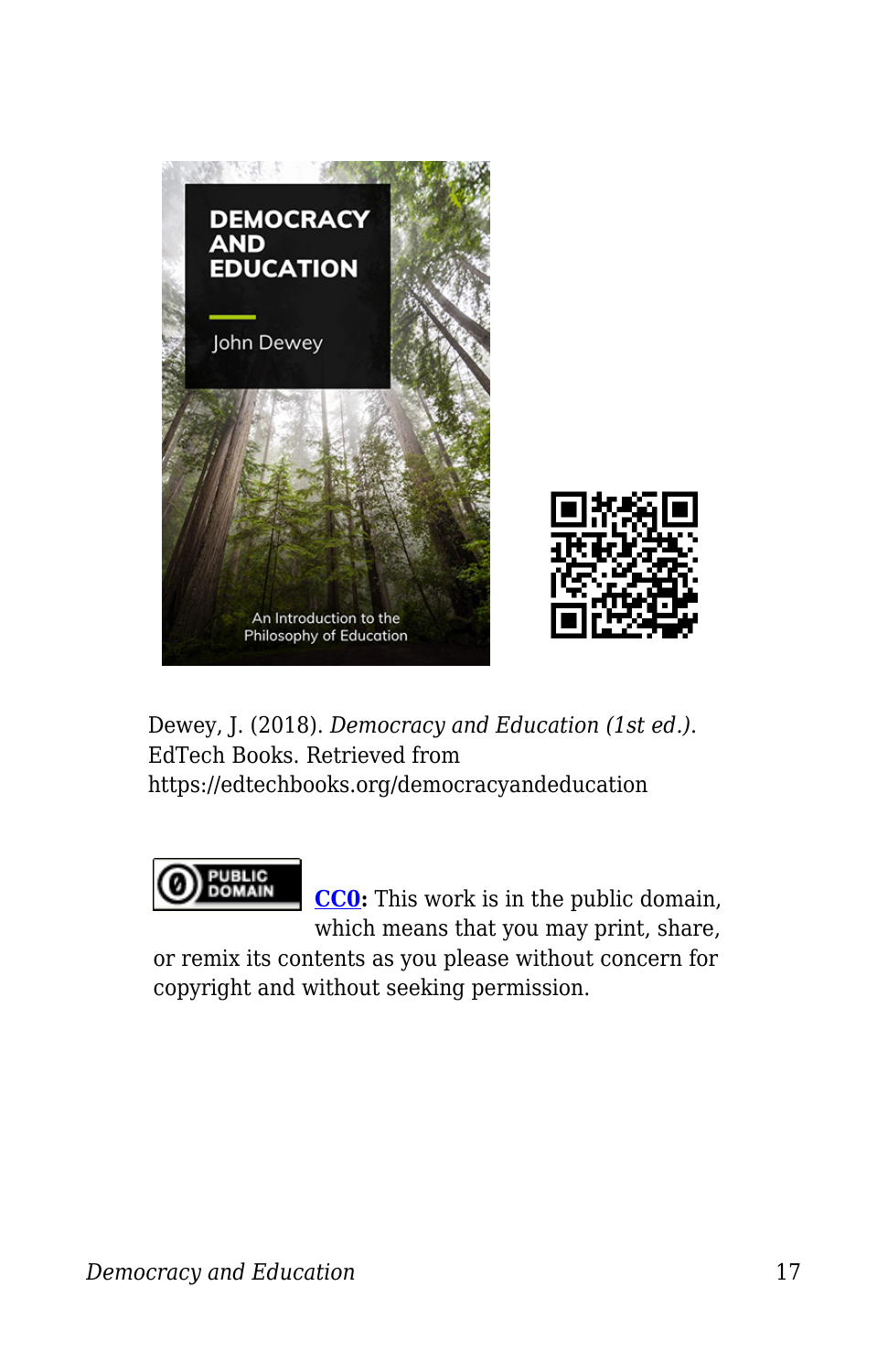Dewey, J. (2018). *Democracy and Education (1st ed.).* EdTech Books. Retrieved from https://edtechbooks.org/democracyandeducation

**CC0:** This work is in the public domain, which means that you may print, share, or remix its contents as you please without concern for copyright and without seeking permission.